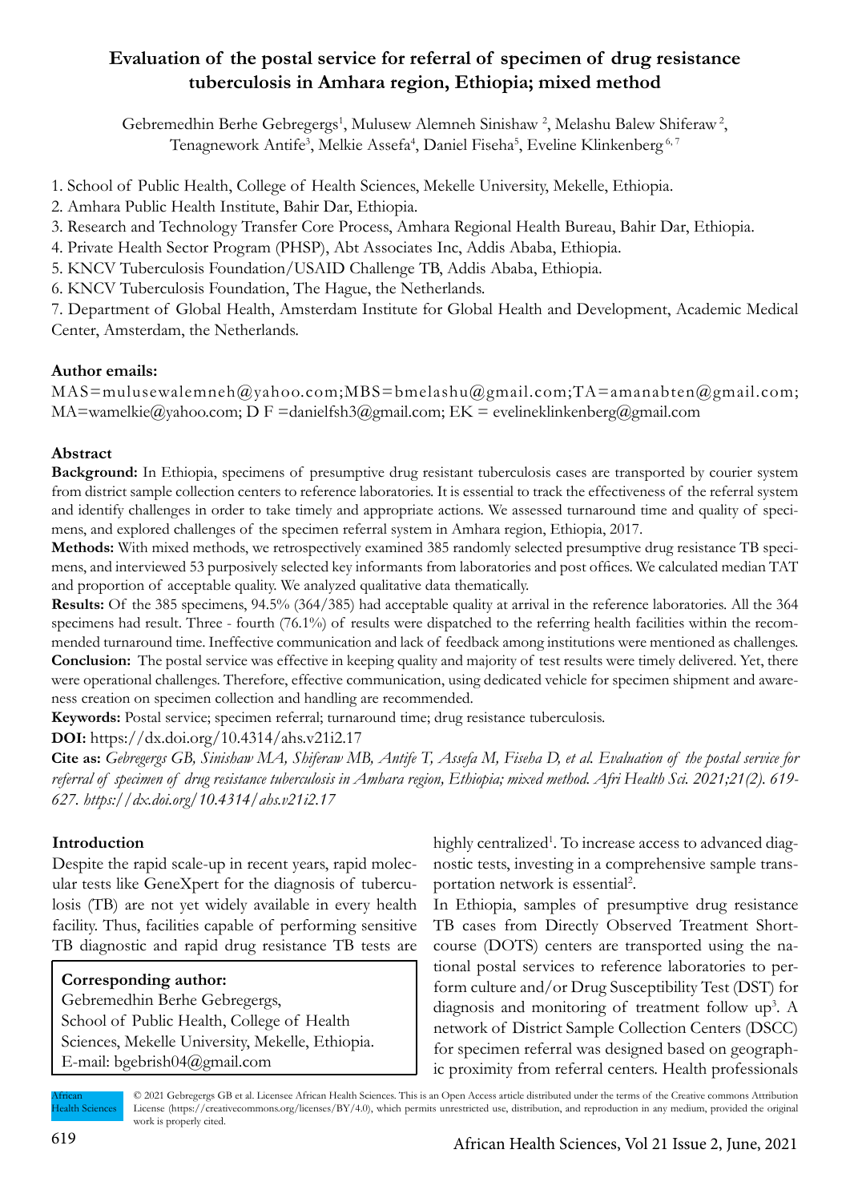# Evaluation of the postal service for referral of specimen of drug resistance tuberculosis in Amhara region, Ethiopia; mixed method

Gebremedhin Berhe Gebregergs[1], Mulusew Alemneh Sinishaw [2], Melashu Balew Shiferaw [2], Tenagnework Antife[3], Melkie Assefa[4], Daniel Fiseha[5], Eveline Klinkenberg [6, 7]

1. School of Public Health, College of Health Sciences, Mekelle University, Mekelle, Ethiopia.
2. Amhara Public Health Institute, Bahir Dar, Ethiopia.
3. Research and Technology Transfer Core Process, Amhara Regional Health Bureau, Bahir Dar, Ethiopia.
4. Private Health Sector Program (PHSP), Abt Associates Inc, Addis Ababa, Ethiopia.
5. KNCV Tuberculosis Foundation/USAID Challenge TB, Addis Ababa, Ethiopia.
6. KNCV Tuberculosis Foundation, The Hague, the Netherlands.
7. Department of Global Health, Amsterdam Institute for Global Health and Development, Academic Medical Center, Amsterdam, the Netherlands.

**Author emails:**

MAS=mulusewalemneh@yahoo.com;MBS=bmelashu@gmail.com;TA=amanabten@gmail.com; MA=wamelkie@yahoo.com; D F =danielfsh3@gmail.com; EK = evelineklinkenberg@gmail.com

## Abstract

**Background:** In Ethiopia, specimens of presumptive drug resistant tuberculosis cases are transported by courier system from district sample collection centers to reference laboratories. It is essential to track the effectiveness of the referral system and identify challenges in order to take timely and appropriate actions. We assessed turnaround time and quality of specimens, and explored challenges of the specimen referral system in Amhara region, Ethiopia, 2017.

**Methods:** With mixed methods, we retrospectively examined 385 randomly selected presumptive drug resistance TB specimens, and interviewed 53 purposively selected key informants from laboratories and post offices. We calculated median TAT and proportion of acceptable quality. We analyzed qualitative data thematically.

**Results:** Of the 385 specimens, 94.5% (364/385) had acceptable quality at arrival in the reference laboratories. All the 364 specimens had result. Three - fourth (76.1%) of results were dispatched to the referring health facilities within the recommended turnaround time. Ineffective communication and lack of feedback among institutions were mentioned as challenges.

**Conclusion:** The postal service was effective in keeping quality and majority of test results were timely delivered. Yet, there were operational challenges. Therefore, effective communication, using dedicated vehicle for specimen shipment and awareness creation on specimen collection and handling are recommended.

**Keywords:** Postal service; specimen referral; turnaround time; drug resistance tuberculosis.

**DOI:** https://dx.doi.org/10.4314/ahs.v21i2.17

**Cite as:** *Gebregergs GB, Sinishaw MA, Shiferaw MB, Antife T, Assefa M, Fiseha D, et al. Evaluation of the postal service for referral of specimen of drug resistance tuberculosis in Amhara region, Ethiopia; mixed method. Afri Health Sci. 2021;21(2). 619-627. https://dx.doi.org/10.4314/ahs.v21i2.17*

## Introduction

Despite the rapid scale-up in recent years, rapid molecular tests like GeneXpert for the diagnosis of tuberculosis (TB) are not yet widely available in every health facility. Thus, facilities capable of performing sensitive TB diagnostic and rapid drug resistance TB tests are highly centralized[1]. To increase access to advanced diagnostic tests, investing in a comprehensive sample transportation network is essential[2].

In Ethiopia, samples of presumptive drug resistance TB cases from Directly Observed Treatment Short-course (DOTS) centers are transported using the national postal services to reference laboratories to perform culture and/or Drug Susceptibility Test (DST) for diagnosis and monitoring of treatment follow up[3]. A network of District Sample Collection Centers (DSCC) for specimen referral was designed based on geographic proximity from referral centers. Health professionals

**Corresponding author:**
Gebremedhin Berhe Gebregergs,
School of Public Health, College of Health Sciences, Mekelle University, Mekelle, Ethiopia.
E-mail: bgebrish04@gmail.com

© 2021 Gebregergs GB et al. Licensee African Health Sciences. This is an Open Access article distributed under the terms of the Creative commons Attribution License (https://creativecommons.org/licenses/BY/4.0), which permits unrestricted use, distribution, and reproduction in any medium, provided the original work is properly cited.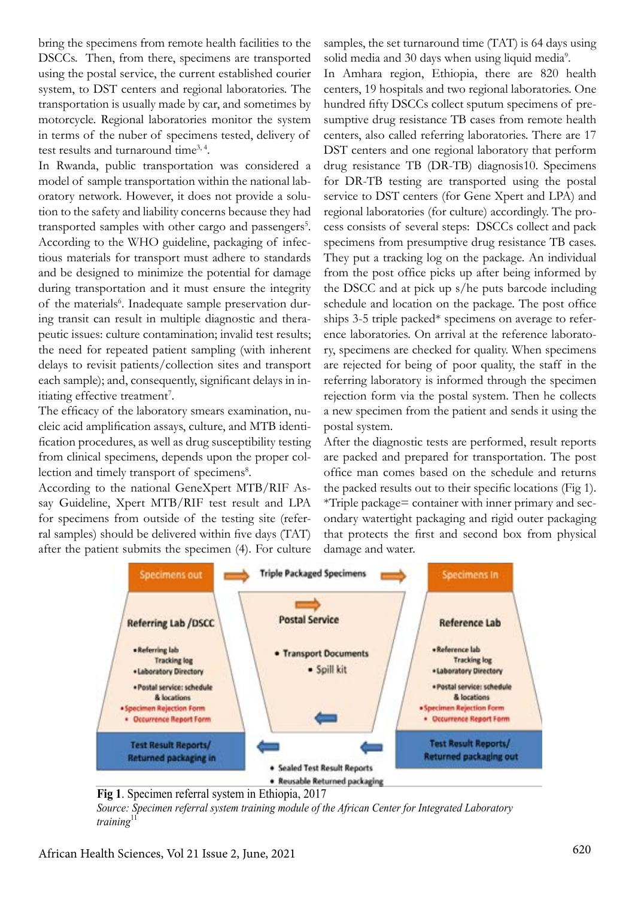bring the specimens from remote health facilities to the DSCCs. Then, from there, specimens are transported using the postal service, the current established courier system, to DST centers and regional laboratories. The transportation is usually made by car, and sometimes by motorcycle. Regional laboratories monitor the system in terms of the nuber of specimens tested, delivery of test results and turnaround time[3, 4].

In Rwanda, public transportation was considered a model of sample transportation within the national laboratory network. However, it does not provide a solution to the safety and liability concerns because they had transported samples with other cargo and passengers[5]. According to the WHO guideline, packaging of infectious materials for transport must adhere to standards and be designed to minimize the potential for damage during transportation and it must ensure the integrity of the materials[6]. Inadequate sample preservation during transit can result in multiple diagnostic and therapeutic issues: culture contamination; invalid test results; the need for repeated patient sampling (with inherent delays to revisit patients/collection sites and transport each sample); and, consequently, significant delays in initiating effective treatment[7].

The efficacy of the laboratory smears examination, nucleic acid amplification assays, culture, and MTB identification procedures, as well as drug susceptibility testing from clinical specimens, depends upon the proper collection and timely transport of specimens[8].

According to the national GeneXpert MTB/RIF Assay Guideline, Xpert MTB/RIF test result and LPA for specimens from outside of the testing site (referral samples) should be delivered within five days (TAT) after the patient submits the specimen (4). For culture samples, the set turnaround time (TAT) is 64 days using solid media and 30 days when using liquid media[9].

In Amhara region, Ethiopia, there are 820 health centers, 19 hospitals and two regional laboratories. One hundred fifty DSCCs collect sputum specimens of presumptive drug resistance TB cases from remote health centers, also called referring laboratories. There are 17 DST centers and one regional laboratory that perform drug resistance TB (DR-TB) diagnosis10. Specimens for DR-TB testing are transported using the postal service to DST centers (for Gene Xpert and LPA) and regional laboratories (for culture) accordingly. The process consists of several steps: DSCCs collect and pack specimens from presumptive drug resistance TB cases. They put a tracking log on the package. An individual from the post office picks up after being informed by the DSCC and at pick up s/he puts barcode including schedule and location on the package. The post office ships 3-5 triple packed* specimens on average to reference laboratories. On arrival at the reference laboratory, specimens are checked for quality. When specimens are rejected for being of poor quality, the staff in the referring laboratory is informed through the specimen rejection form via the postal system. Then he collects a new specimen from the patient and sends it using the postal system.

After the diagnostic tests are performed, result reports are packed and prepared for transportation. The post office man comes based on the schedule and returns the packed results out to their specific locations (Fig 1).

*Triple package= container with inner primary and secondary watertight packaging and rigid outer packaging that protects the first and second box from physical damage and water.

**Fig 1**. Specimen referral system in Ethiopia, 2017
*Source: Specimen referral system training module of the African Center for Integrated Laboratory training*[11]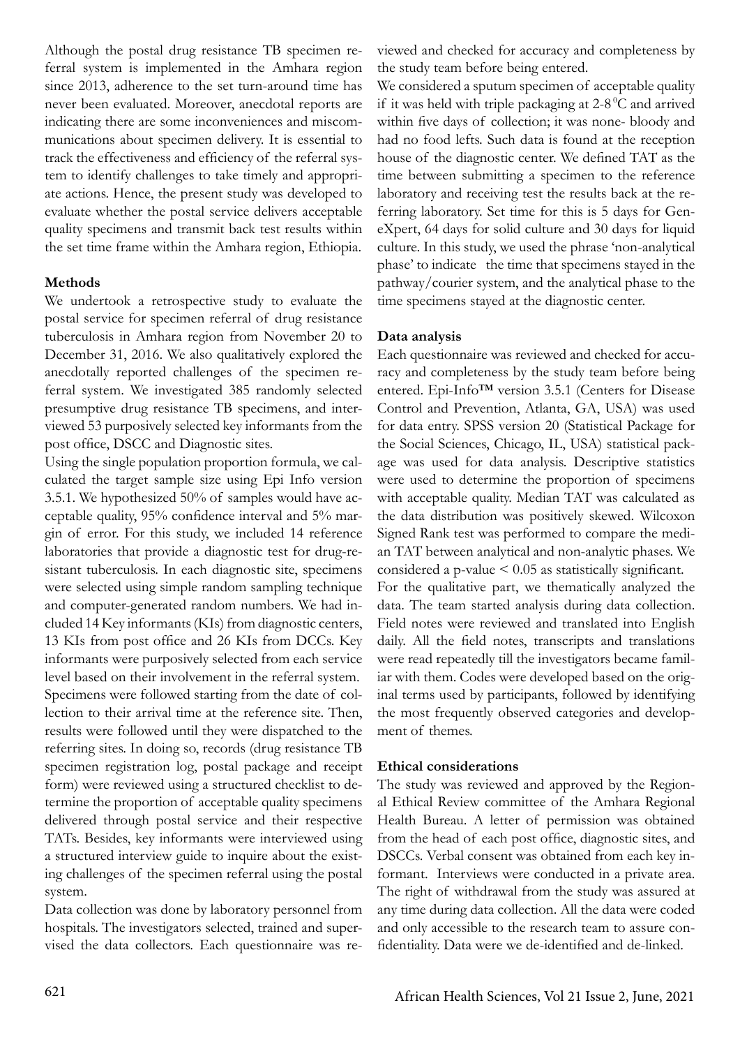Although the postal drug resistance TB specimen referral system is implemented in the Amhara region since 2013, adherence to the set turn-around time has never been evaluated. Moreover, anecdotal reports are indicating there are some inconveniences and miscommunications about specimen delivery. It is essential to track the effectiveness and efficiency of the referral system to identify challenges to take timely and appropriate actions. Hence, the present study was developed to evaluate whether the postal service delivers acceptable quality specimens and transmit back test results within the set time frame within the Amhara region, Ethiopia.

**Methods**

We undertook a retrospective study to evaluate the postal service for specimen referral of drug resistance tuberculosis in Amhara region from November 20 to December 31, 2016. We also qualitatively explored the anecdotally reported challenges of the specimen referral system. We investigated 385 randomly selected presumptive drug resistance TB specimens, and interviewed 53 purposively selected key informants from the post office, DSCC and Diagnostic sites.

Using the single population proportion formula, we calculated the target sample size using Epi Info version 3.5.1. We hypothesized 50% of samples would have acceptable quality, 95% confidence interval and 5% margin of error. For this study, we included 14 reference laboratories that provide a diagnostic test for drug-resistant tuberculosis. In each diagnostic site, specimens were selected using simple random sampling technique and computer-generated random numbers. We had included 14 Key informants (KIs) from diagnostic centers, 13 KIs from post office and 26 KIs from DCCs. Key informants were purposively selected from each service level based on their involvement in the referral system.

Specimens were followed starting from the date of collection to their arrival time at the reference site. Then, results were followed until they were dispatched to the referring sites. In doing so, records (drug resistance TB specimen registration log, postal package and receipt form) were reviewed using a structured checklist to determine the proportion of acceptable quality specimens delivered through postal service and their respective TATs. Besides, key informants were interviewed using a structured interview guide to inquire about the existing challenges of the specimen referral using the postal system.

Data collection was done by laboratory personnel from hospitals. The investigators selected, trained and supervised the data collectors. Each questionnaire was reviewed and checked for accuracy and completeness by the study team before being entered.

We considered a sputum specimen of acceptable quality if it was held with triple packaging at 2-8 $^{0}$C and arrived within five days of collection; it was none- bloody and had no food lefts. Such data is found at the reception house of the diagnostic center. We defined TAT as the time between submitting a specimen to the reference laboratory and receiving test the results back at the referring laboratory. Set time for this is 5 days for GeneXpert, 64 days for solid culture and 30 days for liquid culture. In this study, we used the phrase 'non-analytical phase' to indicate the time that specimens stayed in the pathway/courier system, and the analytical phase to the time specimens stayed at the diagnostic center.

**Data analysis**

Each questionnaire was reviewed and checked for accuracy and completeness by the study team before being entered. Epi-Info™ version 3.5.1 (Centers for Disease Control and Prevention, Atlanta, GA, USA) was used for data entry. SPSS version 20 (Statistical Package for the Social Sciences, Chicago, IL, USA) statistical package was used for data analysis. Descriptive statistics were used to determine the proportion of specimens with acceptable quality. Median TAT was calculated as the data distribution was positively skewed. Wilcoxon Signed Rank test was performed to compare the median TAT between analytical and non-analytic phases. We considered a p-value $< 0.05$ as statistically significant.

For the qualitative part, we thematically analyzed the data. The team started analysis during data collection. Field notes were reviewed and translated into English daily. All the field notes, transcripts and translations were read repeatedly till the investigators became familiar with them. Codes were developed based on the original terms used by participants, followed by identifying the most frequently observed categories and development of themes.

**Ethical considerations**

The study was reviewed and approved by the Regional Ethical Review committee of the Amhara Regional Health Bureau. A letter of permission was obtained from the head of each post office, diagnostic sites, and DSCCs. Verbal consent was obtained from each key informant. Interviews were conducted in a private area. The right of withdrawal from the study was assured at any time during data collection. All the data were coded and only accessible to the research team to assure confidentiality. Data were we de-identified and de-linked.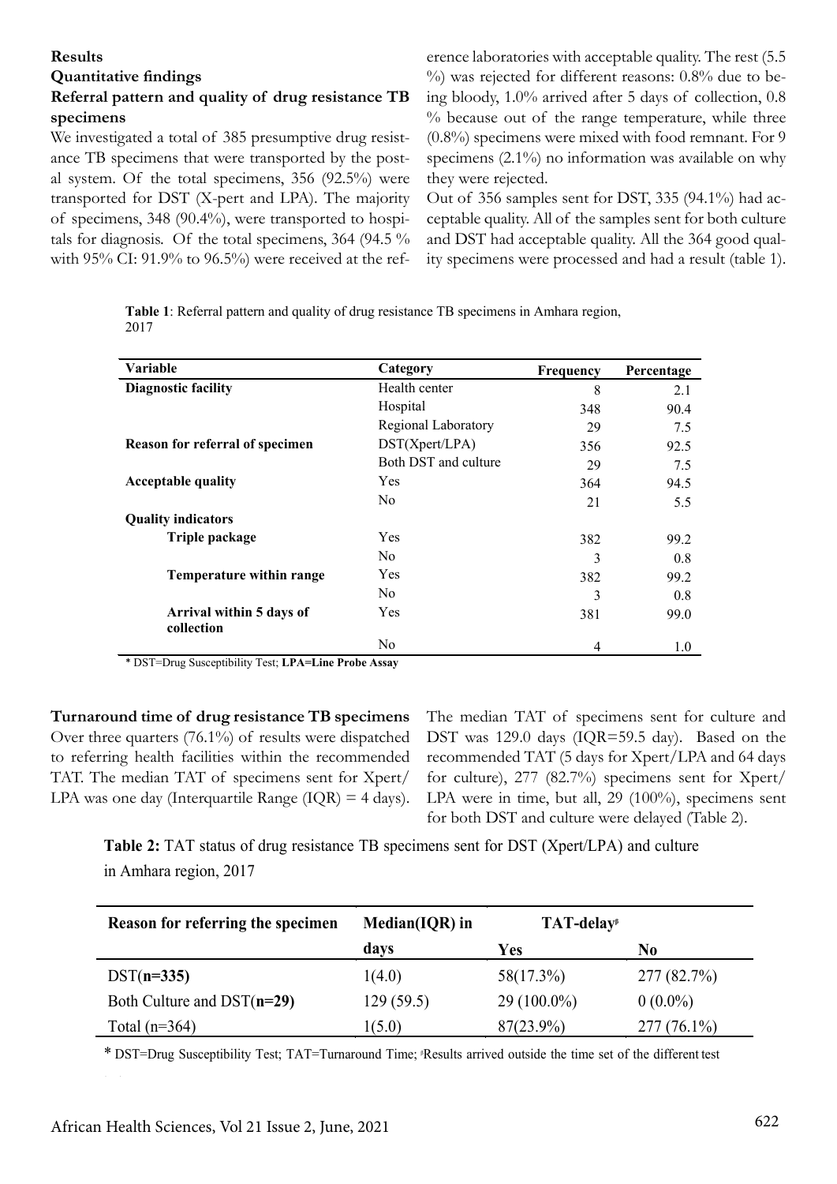## Results

### Quantitative findings

### Referral pattern and quality of drug resistance TB specimens

We investigated a total of 385 presumptive drug resistance TB specimens that were transported by the postal system. Of the total specimens, 356 (92.5%) were transported for DST (X-pert and LPA). The majority of specimens, 348 (90.4%), were transported to hospitals for diagnosis. Of the total specimens, 364 (94.5 % with 95% CI: 91.9% to 96.5%) were received at the reference laboratories with acceptable quality. The rest (5.5 %) was rejected for different reasons: 0.8% due to being bloody, 1.0% arrived after 5 days of collection, 0.8 % because out of the range temperature, while three (0.8%) specimens were mixed with food remnant. For 9 specimens (2.1%) no information was available on why they were rejected.

Out of 356 samples sent for DST, 335 (94.1%) had acceptable quality. All of the samples sent for both culture and DST had acceptable quality. All the 364 good quality specimens were processed and had a result (table 1).

**Table 1**: Referral pattern and quality of drug resistance TB specimens in Amhara region, 2017

| Variable | Category | Frequency | Percentage |
|---|---|---|---|
| **Diagnostic facility** | Health center | 8 | 2.1 |
| | Hospital | 348 | 90.4 |
| | Regional Laboratory | 29 | 7.5 |
| **Reason for referral of specimen** | DST(Xpert/LPA) | 356 | 92.5 |
| | Both DST and culture | 29 | 7.5 |
| **Acceptable quality** | Yes | 364 | 94.5 |
| | No | 21 | 5.5 |
| **Quality indicators** | | | |
| **Triple package** | Yes | 382 | 99.2 |
| | No | 3 | 0.8 |
| **Temperature within range** | Yes | 382 | 99.2 |
| | No | 3 | 0.8 |
| **Arrival within 5 days of collection** | Yes | 381 | 99.0 |
| | No | 4 | 1.0 |

* DST=Drug Susceptibility Test; **LPA=Line Probe Assay**

### Turnaround time of drug resistance TB specimens

Over three quarters (76.1%) of results were dispatched to referring health facilities within the recommended TAT. The median TAT of specimens sent for Xpert/LPA was one day (Interquartile Range (IQR) = 4 days). The median TAT of specimens sent for culture and DST was 129.0 days (IQR=59.5 day). Based on the recommended TAT (5 days for Xpert/LPA and 64 days for culture), 277 (82.7%) specimens sent for Xpert/LPA were in time, but all, 29 (100%), specimens sent for both DST and culture were delayed (Table 2).

**Table 2:** TAT status of drug resistance TB specimens sent for DST (Xpert/LPA) and culture in Amhara region, 2017

| Reason for referring the specimen | Median(IQR) in days | TAT-delay[β] Yes | No |
|---|---|---|---|
| DST(**n=335**) | 1(4.0) | 58(17.3%) | 277 (82.7%) |
| Both Culture and DST(**n=29**) | 129 (59.5) | 29 (100.0%) | 0 (0.0%) |
| Total (n=364) | 1(5.0) | 87(23.9%) | 277 (76.1%) |

* DST=Drug Susceptibility Test; TAT=Turnaround Time; [β]Results arrived outside the time set of the different test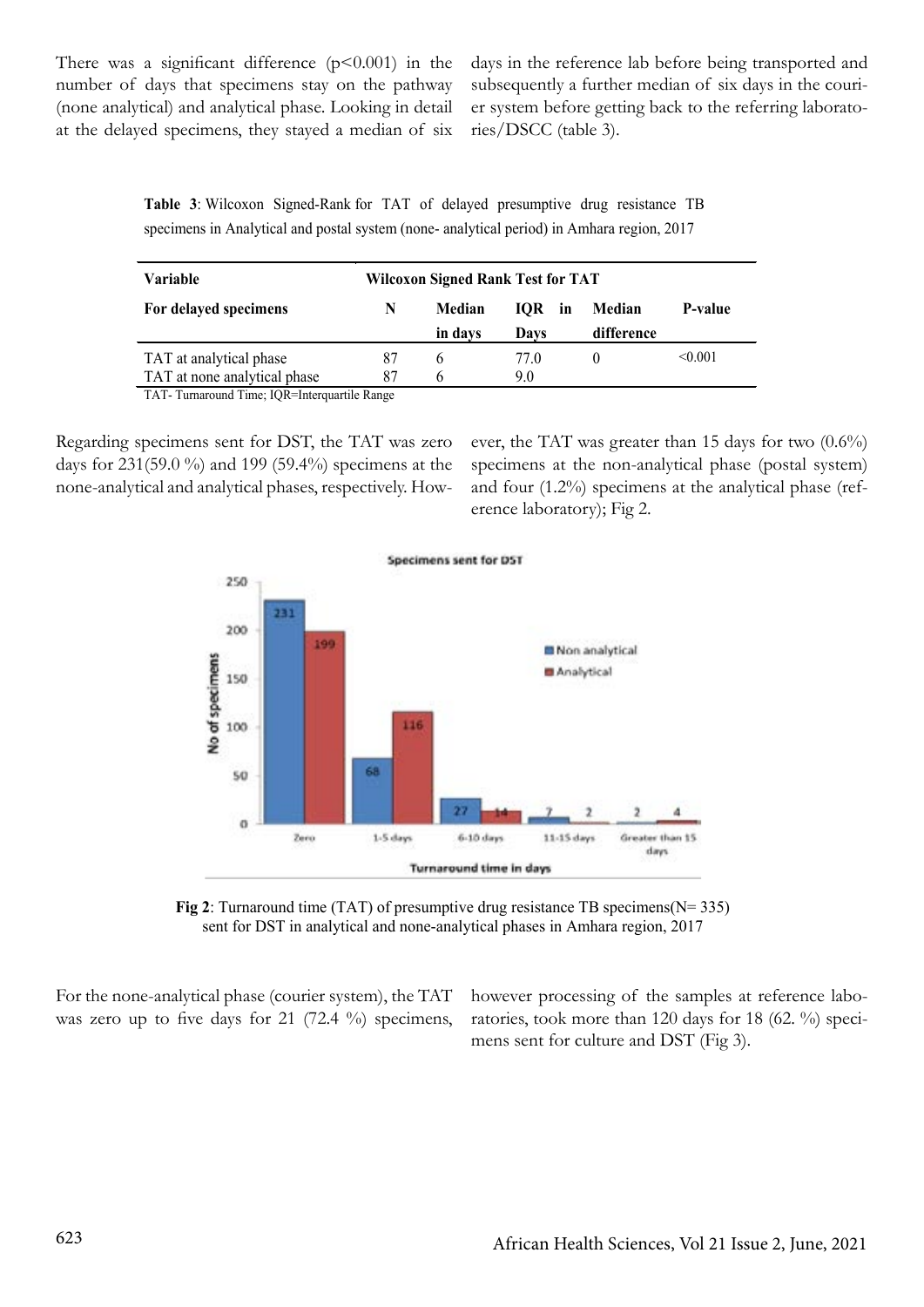There was a significant difference ($p<0.001$) in the number of days that specimens stay on the pathway (none analytical) and analytical phase. Looking in detail at the delayed specimens, they stayed a median of six days in the reference lab before being transported and subsequently a further median of six days in the courier system before getting back to the referring laboratories/DSCC (table 3).

**Table 3**: Wilcoxon Signed-Rank for TAT of delayed presumptive drug resistance TB specimens in Analytical and postal system (none- analytical period) in Amhara region, 2017

| Variable | Wilcoxon Signed Rank Test for TAT | | | | |
|---|---|---|---|---|---|
| **For delayed specimens** | **N** | **Median in days** | **IQR in Days** | **Median difference** | **P-value** |
| TAT at analytical phase | 87 | 6 | 77.0 | 0 | <0.001 |
| TAT at none analytical phase | 87 | 6 | 9.0 | | |

TAT- Turnaround Time; IQR=Interquartile Range

Regarding specimens sent for DST, the TAT was zero days for 231(59.0 %) and 199 (59.4%) specimens at the none-analytical and analytical phases, respectively. However, the TAT was greater than 15 days for two (0.6%) specimens at the non-analytical phase (postal system) and four (1.2%) specimens at the analytical phase (reference laboratory); Fig 2.

**Fig 2**: Turnaround time (TAT) of presumptive drug resistance TB specimens(N= 335) sent for DST in analytical and none-analytical phases in Amhara region, 2017

For the none-analytical phase (courier system), the TAT was zero up to five days for 21 (72.4 %) specimens, however processing of the samples at reference laboratories, took more than 120 days for 18 (62. %) specimens sent for culture and DST (Fig 3).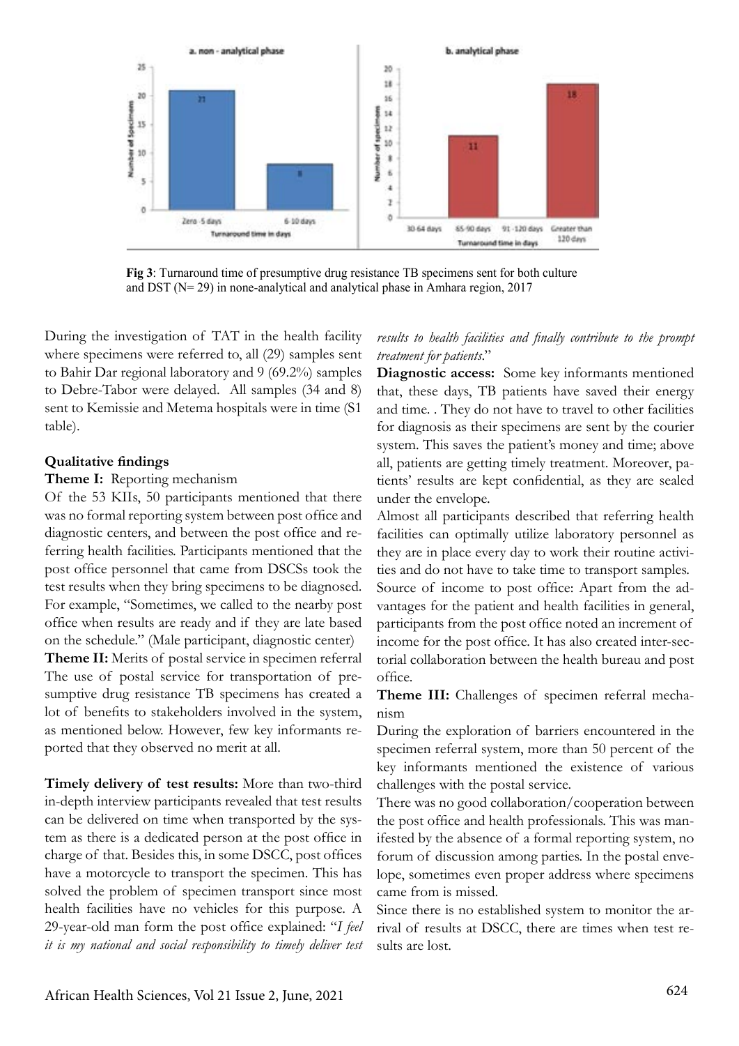**Fig 3**: Turnaround time of presumptive drug resistance TB specimens sent for both culture and DST (N= 29) in none-analytical and analytical phase in Amhara region, 2017

During the investigation of TAT in the health facility where specimens were referred to, all (29) samples sent to Bahir Dar regional laboratory and 9 (69.2%) samples to Debre-Tabor were delayed. All samples (34 and 8) sent to Kemissie and Metema hospitals were in time (S1 table).

### Qualitative findings

**Theme I:** Reporting mechanism

Of the 53 KIIs, 50 participants mentioned that there was no formal reporting system between post office and diagnostic centers, and between the post office and referring health facilities. Participants mentioned that the post office personnel that came from DSCSs took the test results when they bring specimens to be diagnosed. For example, "Sometimes, we called to the nearby post office when results are ready and if they are late based on the schedule." (Male participant, diagnostic center)

**Theme II:** Merits of postal service in specimen referral

The use of postal service for transportation of presumptive drug resistance TB specimens has created a lot of benefits to stakeholders involved in the system, as mentioned below. However, few key informants reported that they observed no merit at all.

**Timely delivery of test results:** More than two-third in-depth interview participants revealed that test results can be delivered on time when transported by the system as there is a dedicated person at the post office in charge of that. Besides this, in some DSCC, post offices have a motorcycle to transport the specimen. This has solved the problem of specimen transport since most health facilities have no vehicles for this purpose. A 29-year-old man form the post office explained: "*I feel it is my national and social responsibility to timely deliver test results to health facilities and finally contribute to the prompt treatment for patients*."

**Diagnostic access:** Some key informants mentioned that, these days, TB patients have saved their energy and time. . They do not have to travel to other facilities for diagnosis as their specimens are sent by the courier system. This saves the patient's money and time; above all, patients are getting timely treatment. Moreover, patients' results are kept confidential, as they are sealed under the envelope.

Almost all participants described that referring health facilities can optimally utilize laboratory personnel as they are in place every day to work their routine activities and do not have to take time to transport samples.

Source of income to post office: Apart from the advantages for the patient and health facilities in general, participants from the post office noted an increment of income for the post office. It has also created inter-sectorial collaboration between the health bureau and post office.

**Theme III:** Challenges of specimen referral mechanism

During the exploration of barriers encountered in the specimen referral system, more than 50 percent of the key informants mentioned the existence of various challenges with the postal service.

There was no good collaboration/cooperation between the post office and health professionals. This was manifested by the absence of a formal reporting system, no forum of discussion among parties. In the postal envelope, sometimes even proper address where specimens came from is missed.

Since there is no established system to monitor the arrival of results at DSCC, there are times when test results are lost.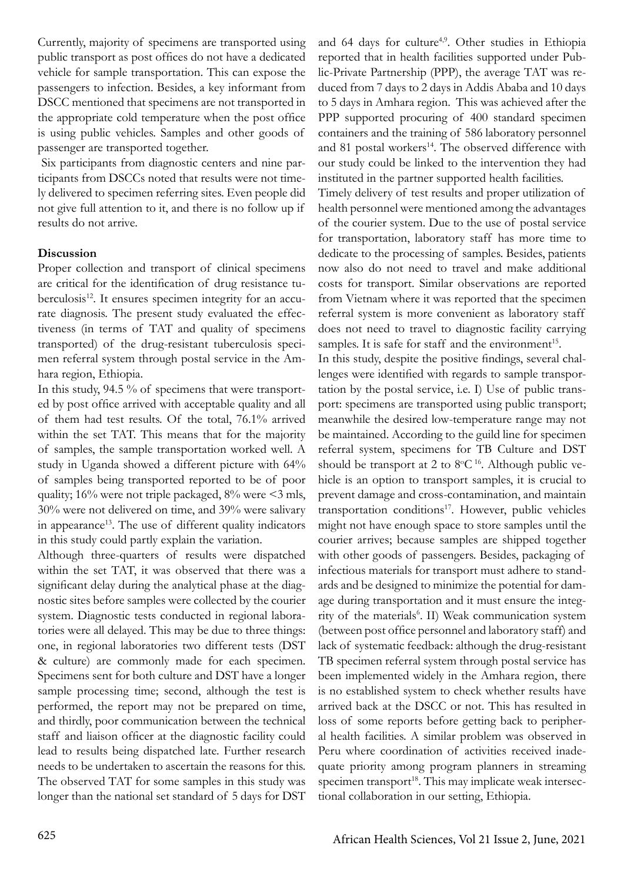Currently, majority of specimens are transported using public transport as post offices do not have a dedicated vehicle for sample transportation. This can expose the passengers to infection. Besides, a key informant from DSCC mentioned that specimens are not transported in the appropriate cold temperature when the post office is using public vehicles. Samples and other goods of passenger are transported together.

Six participants from diagnostic centers and nine participants from DSCCs noted that results were not timely delivered to specimen referring sites. Even people did not give full attention to it, and there is no follow up if results do not arrive.

**Discussion**

Proper collection and transport of clinical specimens are critical for the identification of drug resistance tuberculosis[12]. It ensures specimen integrity for an accurate diagnosis. The present study evaluated the effectiveness (in terms of TAT and quality of specimens transported) of the drug-resistant tuberculosis specimen referral system through postal service in the Amhara region, Ethiopia.

In this study, 94.5 % of specimens that were transported by post office arrived with acceptable quality and all of them had test results. Of the total, 76.1% arrived within the set TAT. This means that for the majority of samples, the sample transportation worked well. A study in Uganda showed a different picture with 64% of samples being transported reported to be of poor quality; 16% were not triple packaged, 8% were <3 mls, 30% were not delivered on time, and 39% were salivary in appearance[13]. The use of different quality indicators in this study could partly explain the variation.

Although three-quarters of results were dispatched within the set TAT, it was observed that there was a significant delay during the analytical phase at the diagnostic sites before samples were collected by the courier system. Diagnostic tests conducted in regional laboratories were all delayed. This may be due to three things: one, in regional laboratories two different tests (DST & culture) are commonly made for each specimen. Specimens sent for both culture and DST have a longer sample processing time; second, although the test is performed, the report may not be prepared on time, and thirdly, poor communication between the technical staff and liaison officer at the diagnostic facility could lead to results being dispatched late. Further research needs to be undertaken to ascertain the reasons for this. The observed TAT for some samples in this study was longer than the national set standard of 5 days for DST and 64 days for culture[4,9]. Other studies in Ethiopia reported that in health facilities supported under Public-Private Partnership (PPP), the average TAT was reduced from 7 days to 2 days in Addis Ababa and 10 days to 5 days in Amhara region. This was achieved after the PPP supported procuring of 400 standard specimen containers and the training of 586 laboratory personnel and 81 postal workers[14]. The observed difference with our study could be linked to the intervention they had instituted in the partner supported health facilities.

Timely delivery of test results and proper utilization of health personnel were mentioned among the advantages of the courier system. Due to the use of postal service for transportation, laboratory staff has more time to dedicate to the processing of samples. Besides, patients now also do not need to travel and make additional costs for transport. Similar observations are reported from Vietnam where it was reported that the specimen referral system is more convenient as laboratory staff does not need to travel to diagnostic facility carrying samples. It is safe for staff and the environment[15].

In this study, despite the positive findings, several challenges were identified with regards to sample transportation by the postal service, i.e. I) Use of public transport: specimens are transported using public transport; meanwhile the desired low-temperature range may not be maintained. According to the guild line for specimen referral system, specimens for TB Culture and DST should be transport at 2 to 8°C [16]. Although public vehicle is an option to transport samples, it is crucial to prevent damage and cross-contamination, and maintain transportation conditions[17]. However, public vehicles might not have enough space to store samples until the courier arrives; because samples are shipped together with other goods of passengers. Besides, packaging of infectious materials for transport must adhere to standards and be designed to minimize the potential for damage during transportation and it must ensure the integrity of the materials[6]. II) Weak communication system (between post office personnel and laboratory staff) and lack of systematic feedback: although the drug-resistant TB specimen referral system through postal service has been implemented widely in the Amhara region, there is no established system to check whether results have arrived back at the DSCC or not. This has resulted in loss of some reports before getting back to peripheral health facilities. A similar problem was observed in Peru where coordination of activities received inadequate priority among program planners in streaming specimen transport[18]. This may implicate weak intersectional collaboration in our setting, Ethiopia.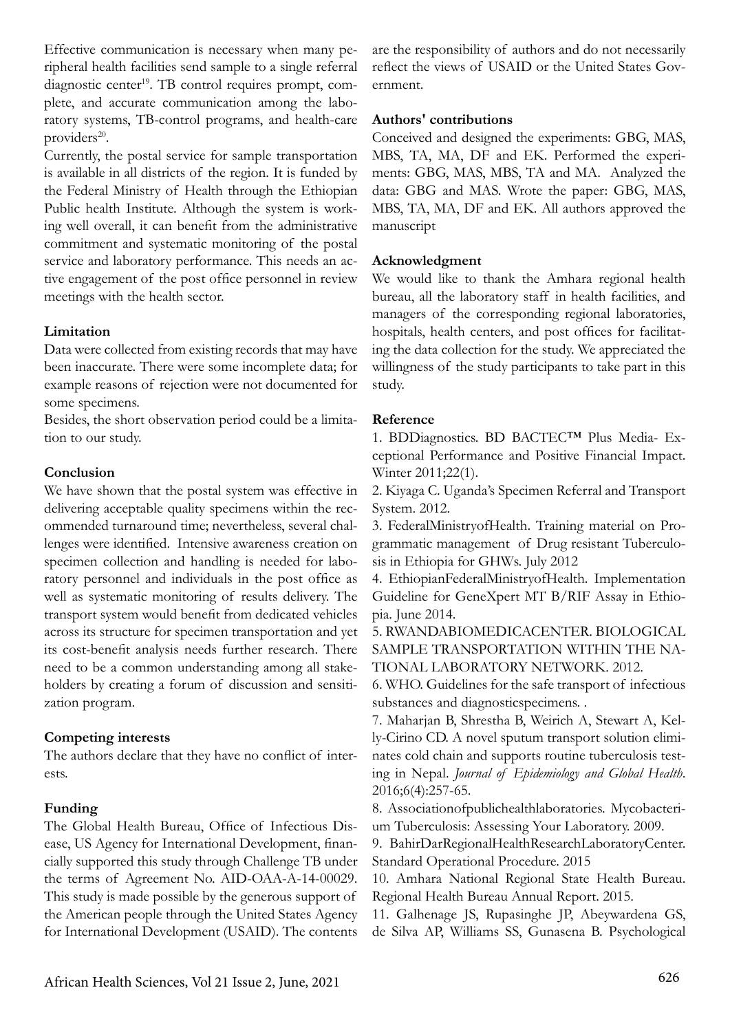Effective communication is necessary when many peripheral health facilities send sample to a single referral diagnostic center[19]. TB control requires prompt, complete, and accurate communication among the laboratory systems, TB-control programs, and health-care providers[20].

Currently, the postal service for sample transportation is available in all districts of the region. It is funded by the Federal Ministry of Health through the Ethiopian Public health Institute. Although the system is working well overall, it can benefit from the administrative commitment and systematic monitoring of the postal service and laboratory performance. This needs an active engagement of the post office personnel in review meetings with the health sector.

**Limitation**

Data were collected from existing records that may have been inaccurate. There were some incomplete data; for example reasons of rejection were not documented for some specimens.

Besides, the short observation period could be a limitation to our study.

**Conclusion**

We have shown that the postal system was effective in delivering acceptable quality specimens within the recommended turnaround time; nevertheless, several challenges were identified. Intensive awareness creation on specimen collection and handling is needed for laboratory personnel and individuals in the post office as well as systematic monitoring of results delivery. The transport system would benefit from dedicated vehicles across its structure for specimen transportation and yet its cost-benefit analysis needs further research. There need to be a common understanding among all stakeholders by creating a forum of discussion and sensitization program.

**Competing interests**

The authors declare that they have no conflict of interests.

**Funding**

The Global Health Bureau, Office of Infectious Disease, US Agency for International Development, financially supported this study through Challenge TB under the terms of Agreement No. AID-OAA-A-14-00029. This study is made possible by the generous support of the American people through the United States Agency for International Development (USAID). The contents are the responsibility of authors and do not necessarily reflect the views of USAID or the United States Government.

**Authors' contributions**

Conceived and designed the experiments: GBG, MAS, MBS, TA, MA, DF and EK. Performed the experiments: GBG, MAS, MBS, TA and MA. Analyzed the data: GBG and MAS. Wrote the paper: GBG, MAS, MBS, TA, MA, DF and EK. All authors approved the manuscript

**Acknowledgment**

We would like to thank the Amhara regional health bureau, all the laboratory staff in health facilities, and managers of the corresponding regional laboratories, hospitals, health centers, and post offices for facilitating the data collection for the study. We appreciated the willingness of the study participants to take part in this study.

**Reference**

1. BDDiagnostics. BD BACTEC™ Plus Media- Exceptional Performance and Positive Financial Impact. Winter 2011;22(1).

2. Kiyaga C. Uganda's Specimen Referral and Transport System. 2012.

3. FederalMinistryofHealth. Training material on Programmatic management of Drug resistant Tuberculosis in Ethiopia for GHWs. July 2012

4. EthiopianFederalMinistryofHealth. Implementation Guideline for GeneXpert MT B/RIF Assay in Ethiopia. June 2014.

5. RWANDABIOMEDICACENTER. BIOLOGICAL SAMPLE TRANSPORTATION WITHIN THE NATIONAL LABORATORY NETWORK. 2012.

6. WHO. Guidelines for the safe transport of infectious substances and diagnosticspecimens. .

7. Maharjan B, Shrestha B, Weirich A, Stewart A, Kelly-Cirino CD. A novel sputum transport solution eliminates cold chain and supports routine tuberculosis testing in Nepal. *Journal of Epidemiology and Global Health*. 2016;6(4):257-65.

8. Associationofpublichealthlaboratories. Mycobacterium Tuberculosis: Assessing Your Laboratory. 2009.

9. BahirDarRegionalHealthResearchLaboratoryCenter. Standard Operational Procedure. 2015

10. Amhara National Regional State Health Bureau. Regional Health Bureau Annual Report. 2015.

11. Galhenage JS, Rupasinghe JP, Abeywardena GS, de Silva AP, Williams SS, Gunasena B. Psychological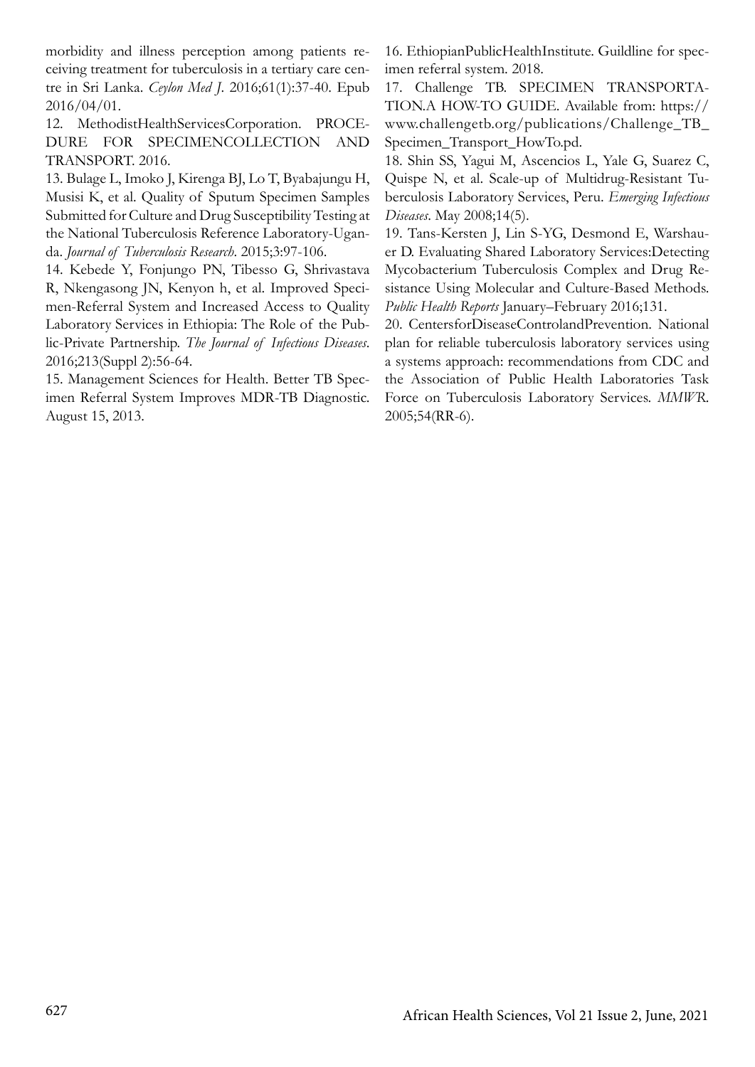morbidity and illness perception among patients receiving treatment for tuberculosis in a tertiary care centre in Sri Lanka. *Ceylon Med J*. 2016;61(1):37-40. Epub 2016/04/01.

12. MethodistHealthServicesCorporation. PROCEDURE FOR SPECIMENCOLLECTION AND TRANSPORT. 2016.

13. Bulage L, Imoko J, Kirenga BJ, Lo T, Byabajungu H, Musisi K, et al. Quality of Sputum Specimen Samples Submitted for Culture and Drug Susceptibility Testing at the National Tuberculosis Reference Laboratory-Uganda. *Journal of Tuberculosis Research*. 2015;3:97-106.

14. Kebede Y, Fonjungo PN, Tibesso G, Shrivastava R, Nkengasong JN, Kenyon h, et al. Improved Specimen-Referral System and Increased Access to Quality Laboratory Services in Ethiopia: The Role of the Public-Private Partnership. *The Journal of Infectious Diseases*. 2016;213(Suppl 2):56-64.

15. Management Sciences for Health. Better TB Specimen Referral System Improves MDR-TB Diagnostic. August 15, 2013.

16. EthiopianPublicHealthInstitute. Guildline for specimen referral system. 2018.

17. Challenge TB. SPECIMEN TRANSPORTATION.A HOW-TO GUIDE. Available from: https://www.challengetb.org/publications/Challenge_TB_Specimen_Transport_HowTo.pd.

18. Shin SS, Yagui M, Ascencios L, Yale G, Suarez C, Quispe N, et al. Scale-up of Multidrug-Resistant Tuberculosis Laboratory Services, Peru. *Emerging Infectious Diseases*. May 2008;14(5).

19. Tans-Kersten J, Lin S-YG, Desmond E, Warshauer D. Evaluating Shared Laboratory Services:Detecting Mycobacterium Tuberculosis Complex and Drug Resistance Using Molecular and Culture-Based Methods. *Public Health Reports* January–February 2016;131.

20. CentersforDiseaseControlandPrevention. National plan for reliable tuberculosis laboratory services using a systems approach: recommendations from CDC and the Association of Public Health Laboratories Task Force on Tuberculosis Laboratory Services. *MMWR*. 2005;54(RR-6).